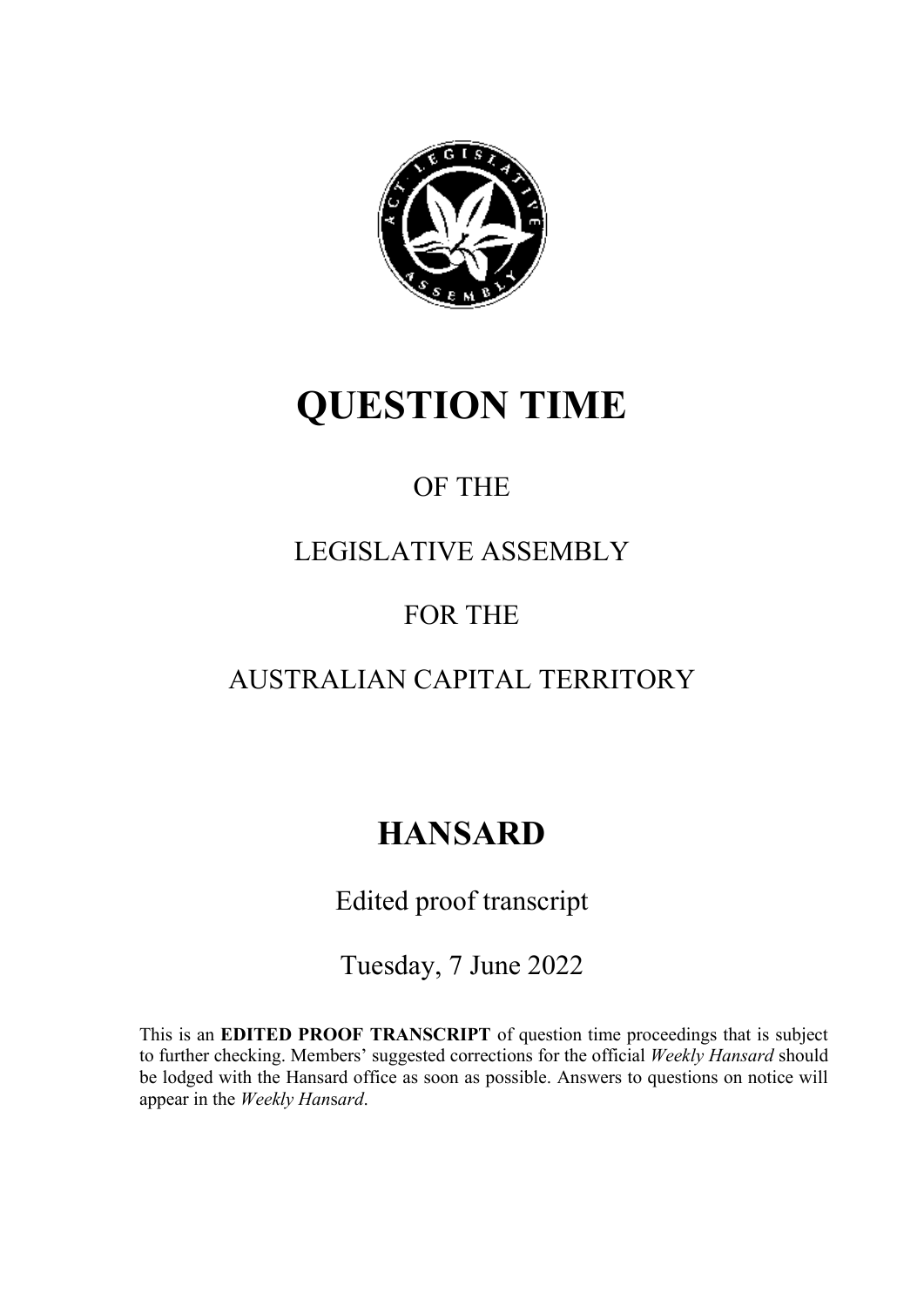# QUESTION TIME

OF THE

LEGISLATIVE ASSEMBLY

FOR THE

AUSTRALIAN CAPITAL TERRITORY

# HANSARD

Edited proof transcript

Tuesday, 7 June 2022

This is an **EDITED PROOF TRANSCRIPT** of question time proceedings that is subject to further checking. Members' suggested corrections for the official *Weekly Hansard* should be lodged with the Hansard office as soon as possible. Answers to questions on notice will appear in the *Weekly Hansard*.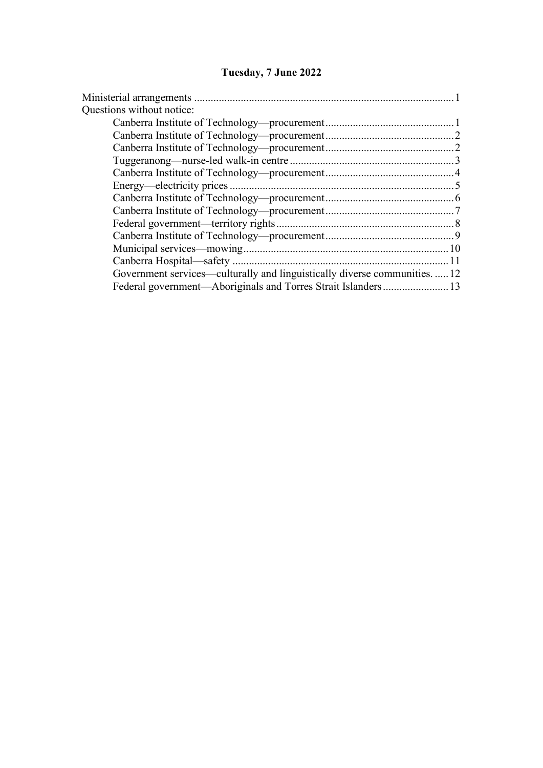# Tuesday, 7 June 2022

Ministerial arrangements ............................................................................................. 1

Questions without notice:

- Canberra Institute of Technology—procurement .............................................. 1
- Canberra Institute of Technology—procurement .............................................. 2
- Canberra Institute of Technology—procurement .............................................. 2
- Tuggeranong—nurse-led walk-in centre ........................................................... 3
- Canberra Institute of Technology—procurement .............................................. 4
- Energy—electricity prices ................................................................................. 5
- Canberra Institute of Technology—procurement .............................................. 6
- Canberra Institute of Technology—procurement .............................................. 7
- Federal government—territory rights ................................................................ 8
- Canberra Institute of Technology—procurement .............................................. 9
- Municipal services—mowing .......................................................................... 10
- Canberra Hospital—safety .............................................................................. 11
- Government services—culturally and linguistically diverse communities. ..... 12
- Federal government—Aboriginals and Torres Strait Islanders ........................ 13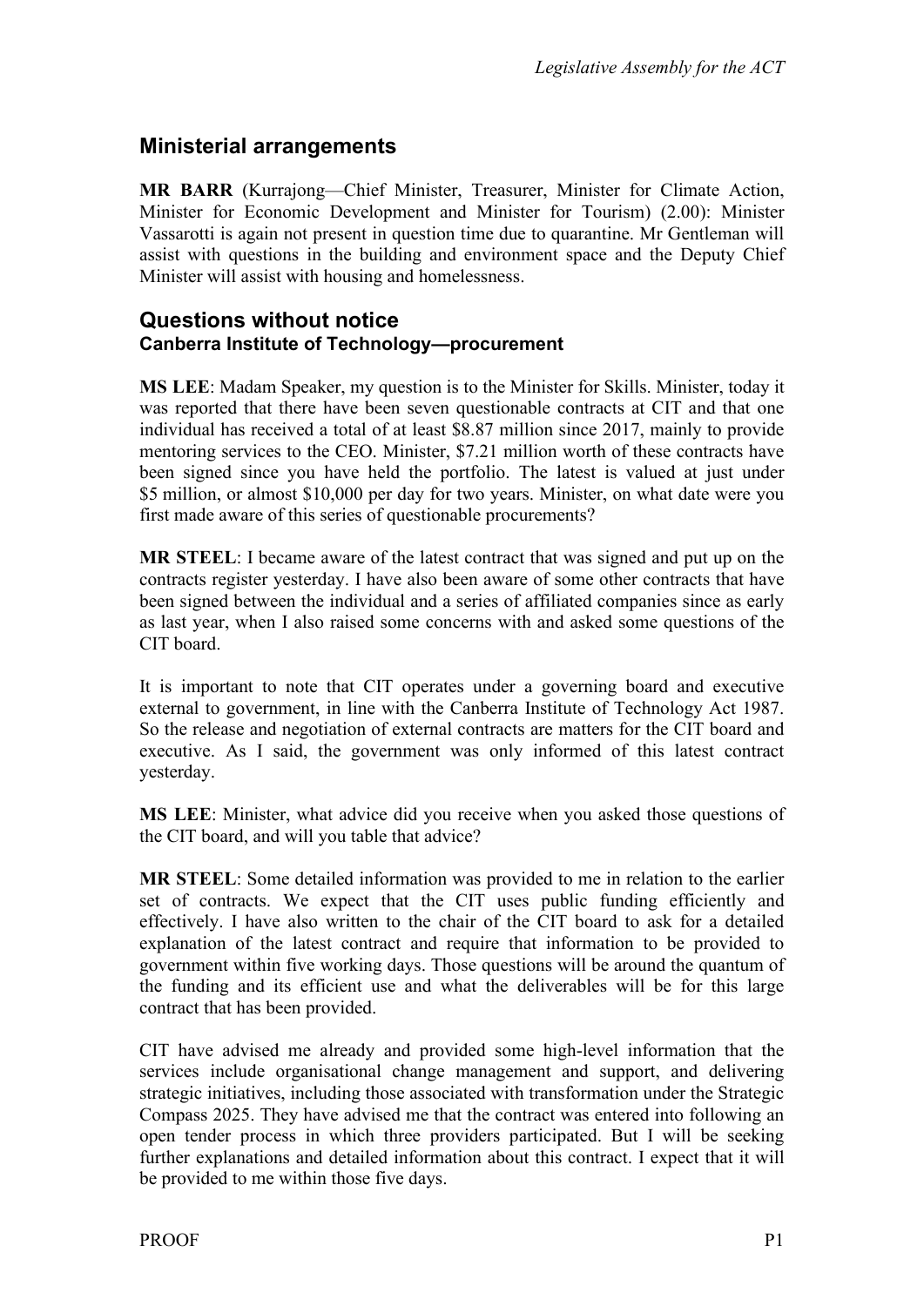## Ministerial arrangements

**MR BARR** (Kurrajong—Chief Minister, Treasurer, Minister for Climate Action, Minister for Economic Development and Minister for Tourism) (2.00): Minister Vassarotti is again not present in question time due to quarantine. Mr Gentleman will assist with questions in the building and environment space and the Deputy Chief Minister will assist with housing and homelessness.

## Questions without notice
### Canberra Institute of Technology—procurement

**MS LEE**: Madam Speaker, my question is to the Minister for Skills. Minister, today it was reported that there have been seven questionable contracts at CIT and that one individual has received a total of at least $8.87 million since 2017, mainly to provide mentoring services to the CEO. Minister, $7.21 million worth of these contracts have been signed since you have held the portfolio. The latest is valued at just under $5 million, or almost $10,000 per day for two years. Minister, on what date were you first made aware of this series of questionable procurements?

**MR STEEL**: I became aware of the latest contract that was signed and put up on the contracts register yesterday. I have also been aware of some other contracts that have been signed between the individual and a series of affiliated companies since as early as last year, when I also raised some concerns with and asked some questions of the CIT board.

It is important to note that CIT operates under a governing board and executive external to government, in line with the Canberra Institute of Technology Act 1987. So the release and negotiation of external contracts are matters for the CIT board and executive. As I said, the government was only informed of this latest contract yesterday.

**MS LEE**: Minister, what advice did you receive when you asked those questions of the CIT board, and will you table that advice?

**MR STEEL**: Some detailed information was provided to me in relation to the earlier set of contracts. We expect that the CIT uses public funding efficiently and effectively. I have also written to the chair of the CIT board to ask for a detailed explanation of the latest contract and require that information to be provided to government within five working days. Those questions will be around the quantum of the funding and its efficient use and what the deliverables will be for this large contract that has been provided.

CIT have advised me already and provided some high-level information that the services include organisational change management and support, and delivering strategic initiatives, including those associated with transformation under the Strategic Compass 2025. They have advised me that the contract was entered into following an open tender process in which three providers participated. But I will be seeking further explanations and detailed information about this contract. I expect that it will be provided to me within those five days.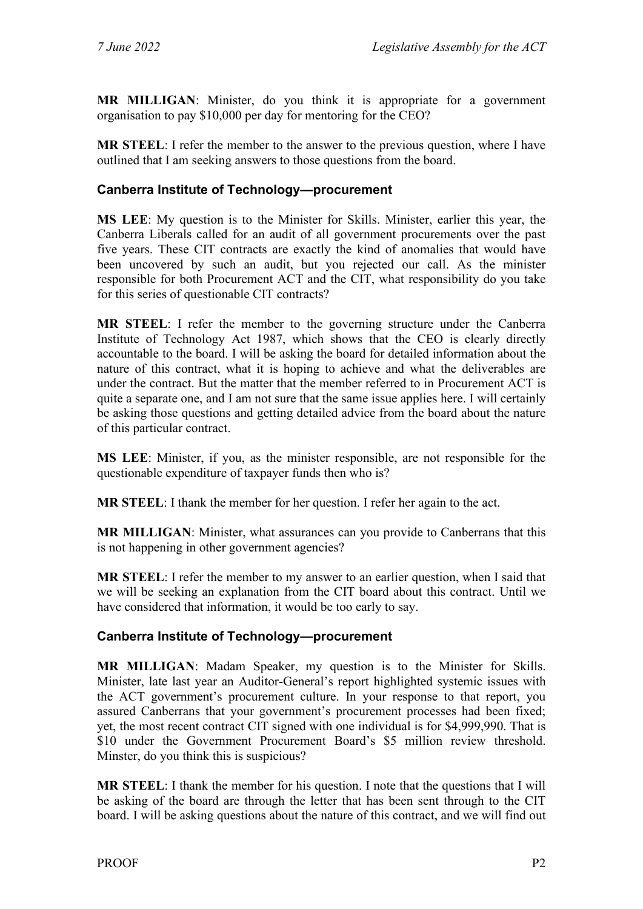**MR MILLIGAN**: Minister, do you think it is appropriate for a government organisation to pay $10,000 per day for mentoring for the CEO?

**MR STEEL**: I refer the member to the answer to the previous question, where I have outlined that I am seeking answers to those questions from the board.

### Canberra Institute of Technology—procurement

**MS LEE**: My question is to the Minister for Skills. Minister, earlier this year, the Canberra Liberals called for an audit of all government procurements over the past five years. These CIT contracts are exactly the kind of anomalies that would have been uncovered by such an audit, but you rejected our call. As the minister responsible for both Procurement ACT and the CIT, what responsibility do you take for this series of questionable CIT contracts?

**MR STEEL**: I refer the member to the governing structure under the Canberra Institute of Technology Act 1987, which shows that the CEO is clearly directly accountable to the board. I will be asking the board for detailed information about the nature of this contract, what it is hoping to achieve and what the deliverables are under the contract. But the matter that the member referred to in Procurement ACT is quite a separate one, and I am not sure that the same issue applies here. I will certainly be asking those questions and getting detailed advice from the board about the nature of this particular contract.

**MS LEE**: Minister, if you, as the minister responsible, are not responsible for the questionable expenditure of taxpayer funds then who is?

**MR STEEL**: I thank the member for her question. I refer her again to the act.

**MR MILLIGAN**: Minister, what assurances can you provide to Canberrans that this is not happening in other government agencies?

**MR STEEL**: I refer the member to my answer to an earlier question, when I said that we will be seeking an explanation from the CIT board about this contract. Until we have considered that information, it would be too early to say.

### Canberra Institute of Technology—procurement

**MR MILLIGAN**: Madam Speaker, my question is to the Minister for Skills. Minister, late last year an Auditor-General's report highlighted systemic issues with the ACT government's procurement culture. In your response to that report, you assured Canberrans that your government's procurement processes had been fixed; yet, the most recent contract CIT signed with one individual is for $4,999,990. That is $10 under the Government Procurement Board's $5 million review threshold. Minster, do you think this is suspicious?

**MR STEEL**: I thank the member for his question. I note that the questions that I will be asking of the board are through the letter that has been sent through to the CIT board. I will be asking questions about the nature of this contract, and we will find out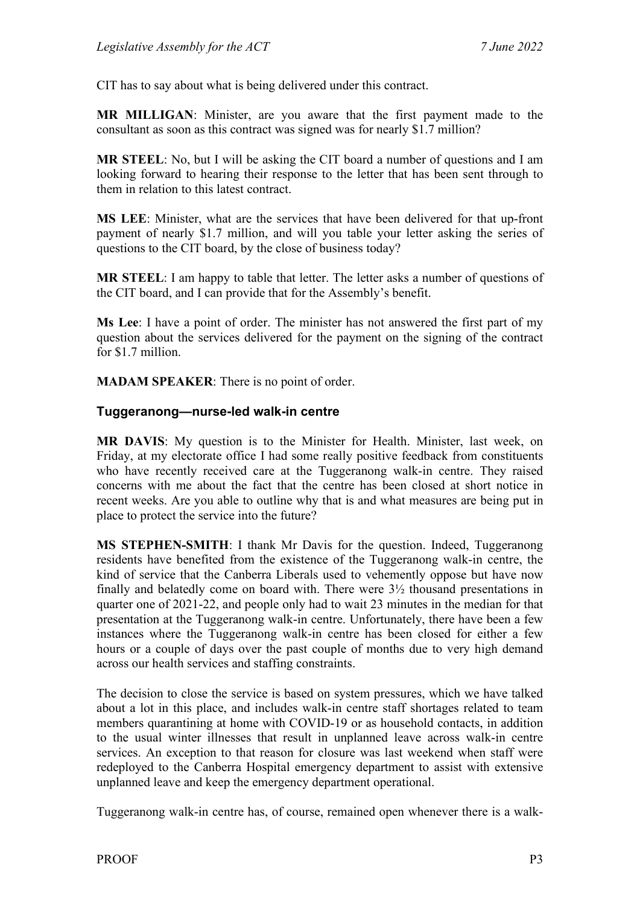CIT has to say about what is being delivered under this contract.

**MR MILLIGAN**: Minister, are you aware that the first payment made to the consultant as soon as this contract was signed was for nearly $1.7 million?

**MR STEEL**: No, but I will be asking the CIT board a number of questions and I am looking forward to hearing their response to the letter that has been sent through to them in relation to this latest contract.

**MS LEE**: Minister, what are the services that have been delivered for that up-front payment of nearly $1.7 million, and will you table your letter asking the series of questions to the CIT board, by the close of business today?

**MR STEEL**: I am happy to table that letter. The letter asks a number of questions of the CIT board, and I can provide that for the Assembly's benefit.

**Ms Lee**: I have a point of order. The minister has not answered the first part of my question about the services delivered for the payment on the signing of the contract for $1.7 million.

**MADAM SPEAKER**: There is no point of order.

### Tuggeranong—nurse-led walk-in centre

**MR DAVIS**: My question is to the Minister for Health. Minister, last week, on Friday, at my electorate office I had some really positive feedback from constituents who have recently received care at the Tuggeranong walk-in centre. They raised concerns with me about the fact that the centre has been closed at short notice in recent weeks. Are you able to outline why that is and what measures are being put in place to protect the service into the future?

**MS STEPHEN-SMITH**: I thank Mr Davis for the question. Indeed, Tuggeranong residents have benefited from the existence of the Tuggeranong walk-in centre, the kind of service that the Canberra Liberals used to vehemently oppose but have now finally and belatedly come on board with. There were 3½ thousand presentations in quarter one of 2021-22, and people only had to wait 23 minutes in the median for that presentation at the Tuggeranong walk-in centre. Unfortunately, there have been a few instances where the Tuggeranong walk-in centre has been closed for either a few hours or a couple of days over the past couple of months due to very high demand across our health services and staffing constraints.

The decision to close the service is based on system pressures, which we have talked about a lot in this place, and includes walk-in centre staff shortages related to team members quarantining at home with COVID-19 or as household contacts, in addition to the usual winter illnesses that result in unplanned leave across walk-in centre services. An exception to that reason for closure was last weekend when staff were redeployed to the Canberra Hospital emergency department to assist with extensive unplanned leave and keep the emergency department operational.

Tuggeranong walk-in centre has, of course, remained open whenever there is a walk-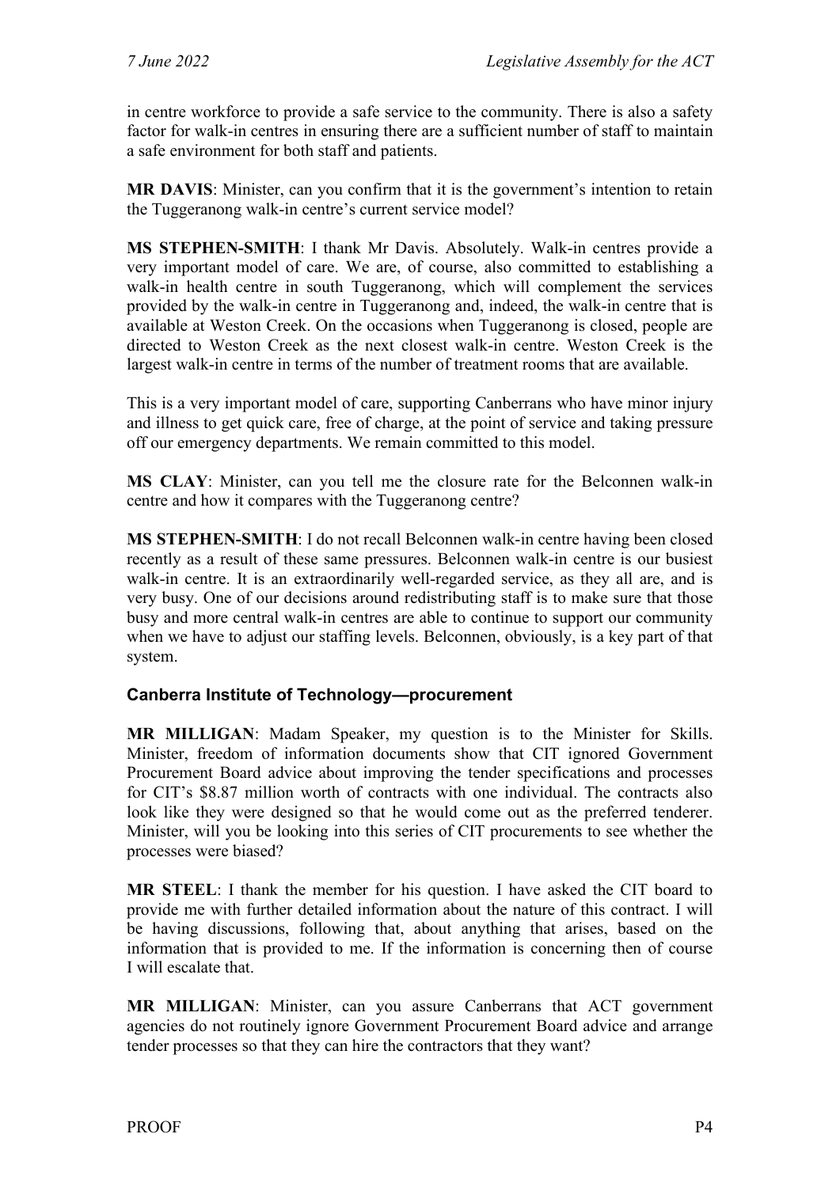in centre workforce to provide a safe service to the community. There is also a safety factor for walk-in centres in ensuring there are a sufficient number of staff to maintain a safe environment for both staff and patients.

**MR DAVIS**: Minister, can you confirm that it is the government's intention to retain the Tuggeranong walk-in centre's current service model?

**MS STEPHEN-SMITH**: I thank Mr Davis. Absolutely. Walk-in centres provide a very important model of care. We are, of course, also committed to establishing a walk-in health centre in south Tuggeranong, which will complement the services provided by the walk-in centre in Tuggeranong and, indeed, the walk-in centre that is available at Weston Creek. On the occasions when Tuggeranong is closed, people are directed to Weston Creek as the next closest walk-in centre. Weston Creek is the largest walk-in centre in terms of the number of treatment rooms that are available.

This is a very important model of care, supporting Canberrans who have minor injury and illness to get quick care, free of charge, at the point of service and taking pressure off our emergency departments. We remain committed to this model.

**MS CLAY**: Minister, can you tell me the closure rate for the Belconnen walk-in centre and how it compares with the Tuggeranong centre?

**MS STEPHEN-SMITH**: I do not recall Belconnen walk-in centre having been closed recently as a result of these same pressures. Belconnen walk-in centre is our busiest walk-in centre. It is an extraordinarily well-regarded service, as they all are, and is very busy. One of our decisions around redistributing staff is to make sure that those busy and more central walk-in centres are able to continue to support our community when we have to adjust our staffing levels. Belconnen, obviously, is a key part of that system.

### Canberra Institute of Technology—procurement

**MR MILLIGAN**: Madam Speaker, my question is to the Minister for Skills. Minister, freedom of information documents show that CIT ignored Government Procurement Board advice about improving the tender specifications and processes for CIT's $8.87 million worth of contracts with one individual. The contracts also look like they were designed so that he would come out as the preferred tenderer. Minister, will you be looking into this series of CIT procurements to see whether the processes were biased?

**MR STEEL**: I thank the member for his question. I have asked the CIT board to provide me with further detailed information about the nature of this contract. I will be having discussions, following that, about anything that arises, based on the information that is provided to me. If the information is concerning then of course I will escalate that.

**MR MILLIGAN**: Minister, can you assure Canberrans that ACT government agencies do not routinely ignore Government Procurement Board advice and arrange tender processes so that they can hire the contractors that they want?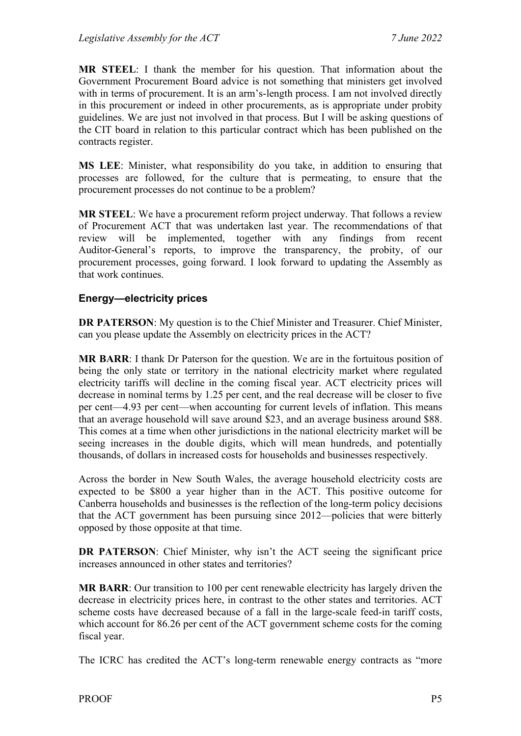**MR STEEL**: I thank the member for his question. That information about the Government Procurement Board advice is not something that ministers get involved with in terms of procurement. It is an arm's-length process. I am not involved directly in this procurement or indeed in other procurements, as is appropriate under probity guidelines. We are just not involved in that process. But I will be asking questions of the CIT board in relation to this particular contract which has been published on the contracts register.

**MS LEE**: Minister, what responsibility do you take, in addition to ensuring that processes are followed, for the culture that is permeating, to ensure that the procurement processes do not continue to be a problem?

**MR STEEL**: We have a procurement reform project underway. That follows a review of Procurement ACT that was undertaken last year. The recommendations of that review will be implemented, together with any findings from recent Auditor-General's reports, to improve the transparency, the probity, of our procurement processes, going forward. I look forward to updating the Assembly as that work continues.

### Energy—electricity prices

**DR PATERSON**: My question is to the Chief Minister and Treasurer. Chief Minister, can you please update the Assembly on electricity prices in the ACT?

**MR BARR**: I thank Dr Paterson for the question. We are in the fortuitous position of being the only state or territory in the national electricity market where regulated electricity tariffs will decline in the coming fiscal year. ACT electricity prices will decrease in nominal terms by 1.25 per cent, and the real decrease will be closer to five per cent—4.93 per cent—when accounting for current levels of inflation. This means that an average household will save around $23, and an average business around $88. This comes at a time when other jurisdictions in the national electricity market will be seeing increases in the double digits, which will mean hundreds, and potentially thousands, of dollars in increased costs for households and businesses respectively.

Across the border in New South Wales, the average household electricity costs are expected to be $800 a year higher than in the ACT. This positive outcome for Canberra households and businesses is the reflection of the long-term policy decisions that the ACT government has been pursuing since 2012—policies that were bitterly opposed by those opposite at that time.

**DR PATERSON**: Chief Minister, why isn't the ACT seeing the significant price increases announced in other states and territories?

**MR BARR**: Our transition to 100 per cent renewable electricity has largely driven the decrease in electricity prices here, in contrast to the other states and territories. ACT scheme costs have decreased because of a fall in the large-scale feed-in tariff costs, which account for 86.26 per cent of the ACT government scheme costs for the coming fiscal year.

The ICRC has credited the ACT's long-term renewable energy contracts as "more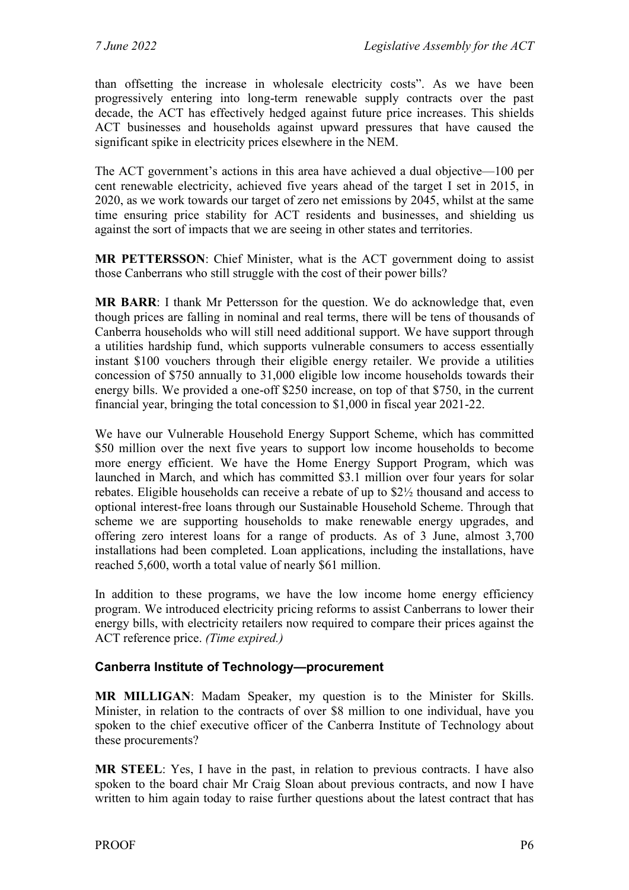than offsetting the increase in wholesale electricity costs". As we have been progressively entering into long-term renewable supply contracts over the past decade, the ACT has effectively hedged against future price increases. This shields ACT businesses and households against upward pressures that have caused the significant spike in electricity prices elsewhere in the NEM.

The ACT government's actions in this area have achieved a dual objective—100 per cent renewable electricity, achieved five years ahead of the target I set in 2015, in 2020, as we work towards our target of zero net emissions by 2045, whilst at the same time ensuring price stability for ACT residents and businesses, and shielding us against the sort of impacts that we are seeing in other states and territories.

**MR PETTERSSON**: Chief Minister, what is the ACT government doing to assist those Canberrans who still struggle with the cost of their power bills?

**MR BARR**: I thank Mr Pettersson for the question. We do acknowledge that, even though prices are falling in nominal and real terms, there will be tens of thousands of Canberra households who will still need additional support. We have support through a utilities hardship fund, which supports vulnerable consumers to access essentially instant $100 vouchers through their eligible energy retailer. We provide a utilities concession of $750 annually to 31,000 eligible low income households towards their energy bills. We provided a one-off $250 increase, on top of that $750, in the current financial year, bringing the total concession to $1,000 in fiscal year 2021-22.

We have our Vulnerable Household Energy Support Scheme, which has committed $50 million over the next five years to support low income households to become more energy efficient. We have the Home Energy Support Program, which was launched in March, and which has committed $3.1 million over four years for solar rebates. Eligible households can receive a rebate of up to $2½ thousand and access to optional interest-free loans through our Sustainable Household Scheme. Through that scheme we are supporting households to make renewable energy upgrades, and offering zero interest loans for a range of products. As of 3 June, almost 3,700 installations had been completed. Loan applications, including the installations, have reached 5,600, worth a total value of nearly $61 million.

In addition to these programs, we have the low income home energy efficiency program. We introduced electricity pricing reforms to assist Canberrans to lower their energy bills, with electricity retailers now required to compare their prices against the ACT reference price. *(Time expired.)*

### Canberra Institute of Technology—procurement

**MR MILLIGAN**: Madam Speaker, my question is to the Minister for Skills. Minister, in relation to the contracts of over $8 million to one individual, have you spoken to the chief executive officer of the Canberra Institute of Technology about these procurements?

**MR STEEL**: Yes, I have in the past, in relation to previous contracts. I have also spoken to the board chair Mr Craig Sloan about previous contracts, and now I have written to him again today to raise further questions about the latest contract that has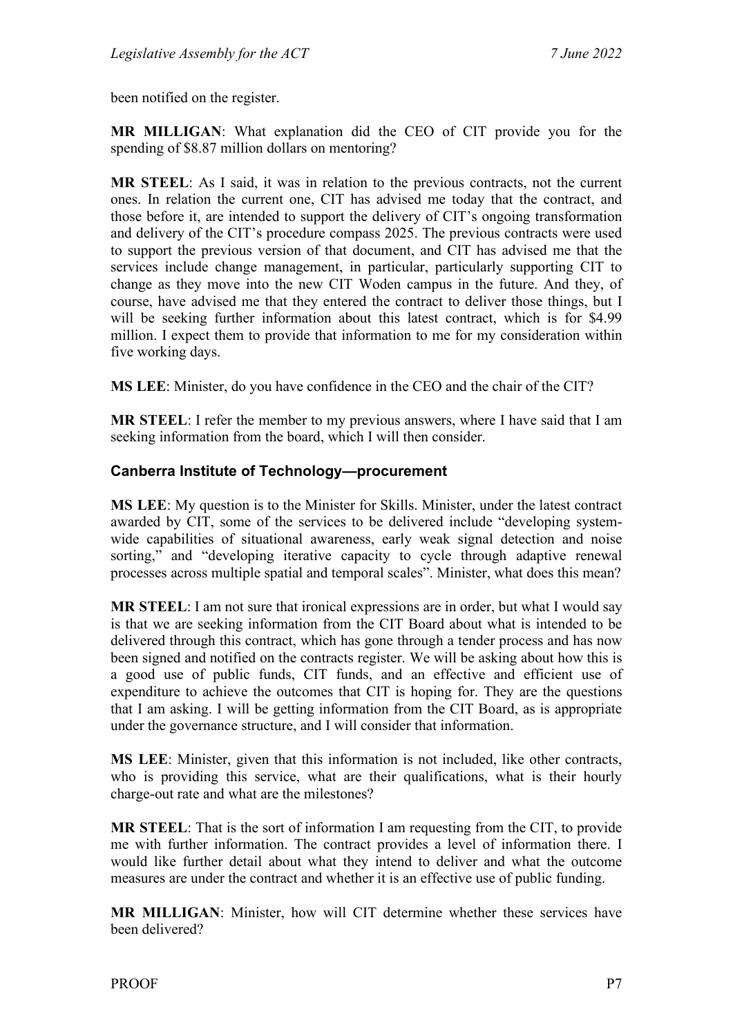been notified on the register.

**MR MILLIGAN**: What explanation did the CEO of CIT provide you for the spending of $8.87 million dollars on mentoring?

**MR STEEL**: As I said, it was in relation to the previous contracts, not the current ones. In relation the current one, CIT has advised me today that the contract, and those before it, are intended to support the delivery of CIT's ongoing transformation and delivery of the CIT's procedure compass 2025. The previous contracts were used to support the previous version of that document, and CIT has advised me that the services include change management, in particular, particularly supporting CIT to change as they move into the new CIT Woden campus in the future. And they, of course, have advised me that they entered the contract to deliver those things, but I will be seeking further information about this latest contract, which is for $4.99 million. I expect them to provide that information to me for my consideration within five working days.

**MS LEE**: Minister, do you have confidence in the CEO and the chair of the CIT?

**MR STEEL**: I refer the member to my previous answers, where I have said that I am seeking information from the board, which I will then consider.

### Canberra Institute of Technology—procurement

**MS LEE**: My question is to the Minister for Skills. Minister, under the latest contract awarded by CIT, some of the services to be delivered include "developing system-wide capabilities of situational awareness, early weak signal detection and noise sorting," and "developing iterative capacity to cycle through adaptive renewal processes across multiple spatial and temporal scales". Minister, what does this mean?

**MR STEEL**: I am not sure that ironical expressions are in order, but what I would say is that we are seeking information from the CIT Board about what is intended to be delivered through this contract, which has gone through a tender process and has now been signed and notified on the contracts register. We will be asking about how this is a good use of public funds, CIT funds, and an effective and efficient use of expenditure to achieve the outcomes that CIT is hoping for. They are the questions that I am asking. I will be getting information from the CIT Board, as is appropriate under the governance structure, and I will consider that information.

**MS LEE**: Minister, given that this information is not included, like other contracts, who is providing this service, what are their qualifications, what is their hourly charge-out rate and what are the milestones?

**MR STEEL**: That is the sort of information I am requesting from the CIT, to provide me with further information. The contract provides a level of information there. I would like further detail about what they intend to deliver and what the outcome measures are under the contract and whether it is an effective use of public funding.

**MR MILLIGAN**: Minister, how will CIT determine whether these services have been delivered?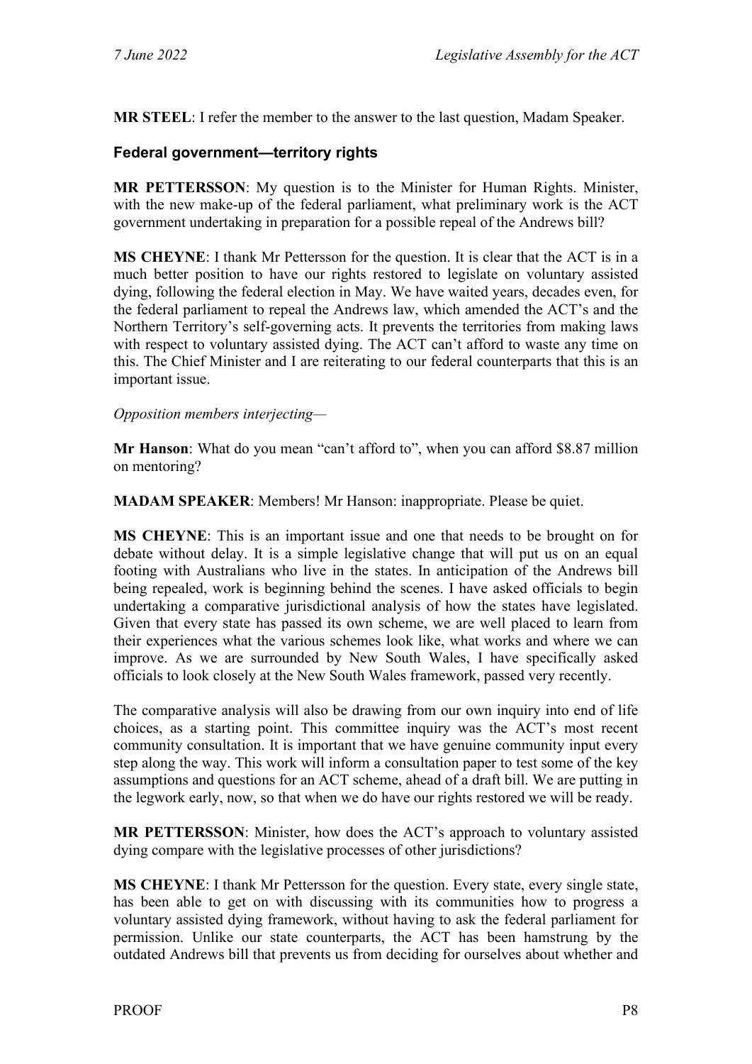**MR STEEL**: I refer the member to the answer to the last question, Madam Speaker.

### Federal government—territory rights

**MR PETTERSSON**: My question is to the Minister for Human Rights. Minister, with the new make-up of the federal parliament, what preliminary work is the ACT government undertaking in preparation for a possible repeal of the Andrews bill?

**MS CHEYNE**: I thank Mr Pettersson for the question. It is clear that the ACT is in a much better position to have our rights restored to legislate on voluntary assisted dying, following the federal election in May. We have waited years, decades even, for the federal parliament to repeal the Andrews law, which amended the ACT's and the Northern Territory's self-governing acts. It prevents the territories from making laws with respect to voluntary assisted dying. The ACT can't afford to waste any time on this. The Chief Minister and I are reiterating to our federal counterparts that this is an important issue.

*Opposition members interjecting—*

**Mr Hanson**: What do you mean "can't afford to", when you can afford $8.87 million on mentoring?

**MADAM SPEAKER**: Members! Mr Hanson: inappropriate. Please be quiet.

**MS CHEYNE**: This is an important issue and one that needs to be brought on for debate without delay. It is a simple legislative change that will put us on an equal footing with Australians who live in the states. In anticipation of the Andrews bill being repealed, work is beginning behind the scenes. I have asked officials to begin undertaking a comparative jurisdictional analysis of how the states have legislated. Given that every state has passed its own scheme, we are well placed to learn from their experiences what the various schemes look like, what works and where we can improve. As we are surrounded by New South Wales, I have specifically asked officials to look closely at the New South Wales framework, passed very recently.

The comparative analysis will also be drawing from our own inquiry into end of life choices, as a starting point. This committee inquiry was the ACT's most recent community consultation. It is important that we have genuine community input every step along the way. This work will inform a consultation paper to test some of the key assumptions and questions for an ACT scheme, ahead of a draft bill. We are putting in the legwork early, now, so that when we do have our rights restored we will be ready.

**MR PETTERSSON**: Minister, how does the ACT's approach to voluntary assisted dying compare with the legislative processes of other jurisdictions?

**MS CHEYNE**: I thank Mr Pettersson for the question. Every state, every single state, has been able to get on with discussing with its communities how to progress a voluntary assisted dying framework, without having to ask the federal parliament for permission. Unlike our state counterparts, the ACT has been hamstrung by the outdated Andrews bill that prevents us from deciding for ourselves about whether and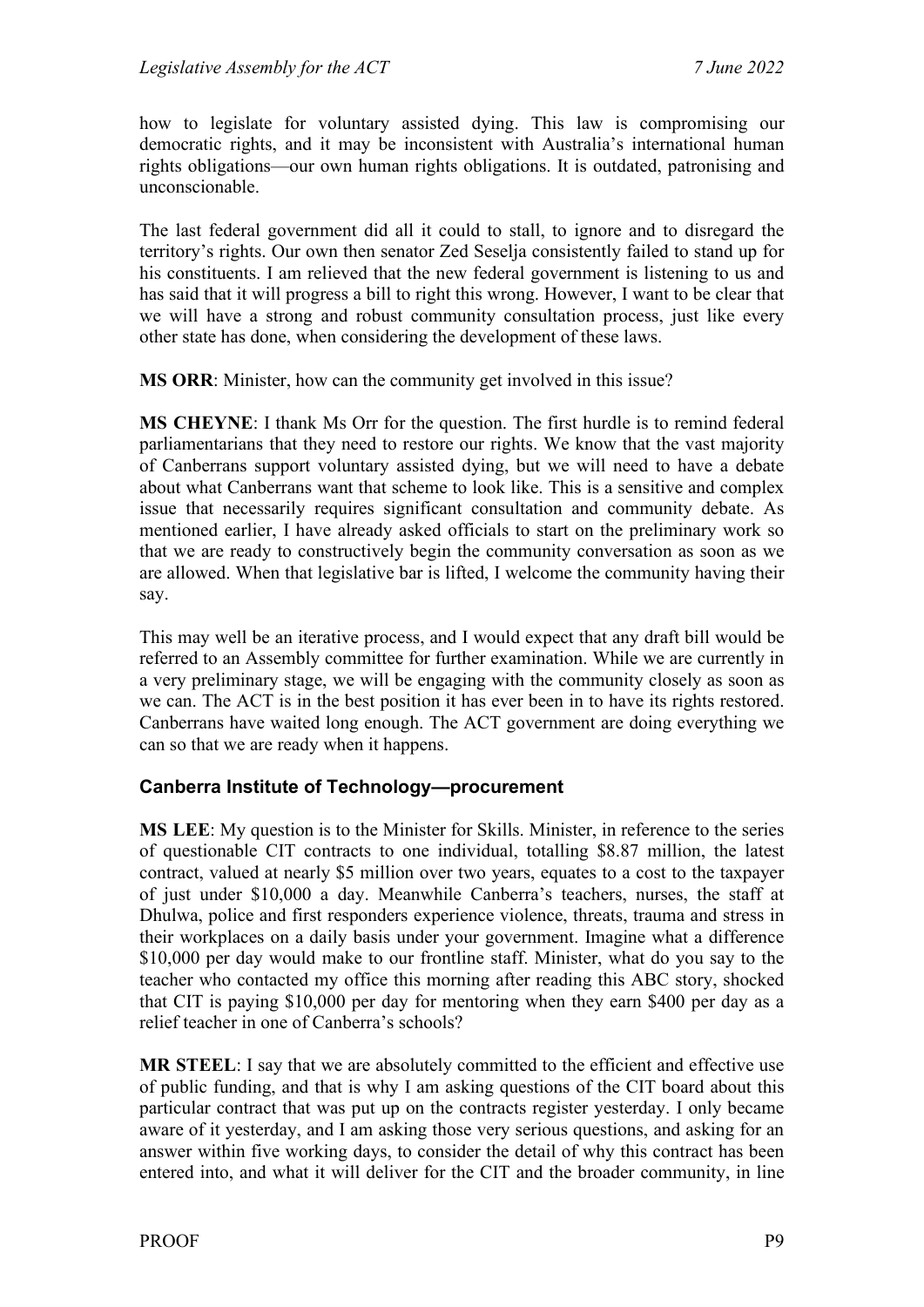how to legislate for voluntary assisted dying. This law is compromising our democratic rights, and it may be inconsistent with Australia's international human rights obligations—our own human rights obligations. It is outdated, patronising and unconscionable.

The last federal government did all it could to stall, to ignore and to disregard the territory's rights. Our own then senator Zed Seselja consistently failed to stand up for his constituents. I am relieved that the new federal government is listening to us and has said that it will progress a bill to right this wrong. However, I want to be clear that we will have a strong and robust community consultation process, just like every other state has done, when considering the development of these laws.

**MS ORR**: Minister, how can the community get involved in this issue?

**MS CHEYNE**: I thank Ms Orr for the question. The first hurdle is to remind federal parliamentarians that they need to restore our rights. We know that the vast majority of Canberrans support voluntary assisted dying, but we will need to have a debate about what Canberrans want that scheme to look like. This is a sensitive and complex issue that necessarily requires significant consultation and community debate. As mentioned earlier, I have already asked officials to start on the preliminary work so that we are ready to constructively begin the community conversation as soon as we are allowed. When that legislative bar is lifted, I welcome the community having their say.

This may well be an iterative process, and I would expect that any draft bill would be referred to an Assembly committee for further examination. While we are currently in a very preliminary stage, we will be engaging with the community closely as soon as we can. The ACT is in the best position it has ever been in to have its rights restored. Canberrans have waited long enough. The ACT government are doing everything we can so that we are ready when it happens.

### Canberra Institute of Technology—procurement

**MS LEE**: My question is to the Minister for Skills. Minister, in reference to the series of questionable CIT contracts to one individual, totalling $8.87 million, the latest contract, valued at nearly $5 million over two years, equates to a cost to the taxpayer of just under $10,000 a day. Meanwhile Canberra's teachers, nurses, the staff at Dhulwa, police and first responders experience violence, threats, trauma and stress in their workplaces on a daily basis under your government. Imagine what a difference $10,000 per day would make to our frontline staff. Minister, what do you say to the teacher who contacted my office this morning after reading this ABC story, shocked that CIT is paying $10,000 per day for mentoring when they earn $400 per day as a relief teacher in one of Canberra's schools?

**MR STEEL**: I say that we are absolutely committed to the efficient and effective use of public funding, and that is why I am asking questions of the CIT board about this particular contract that was put up on the contracts register yesterday. I only became aware of it yesterday, and I am asking those very serious questions, and asking for an answer within five working days, to consider the detail of why this contract has been entered into, and what it will deliver for the CIT and the broader community, in line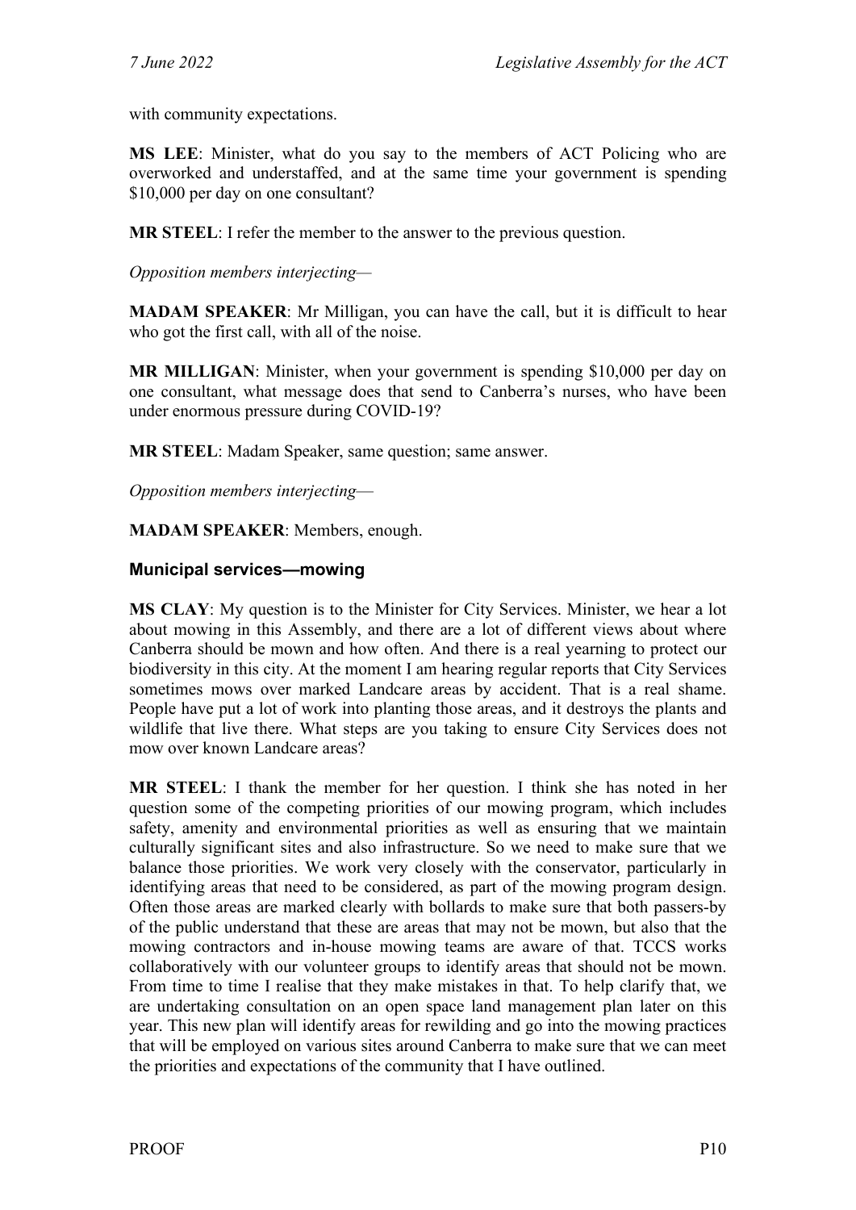with community expectations.

**MS LEE**: Minister, what do you say to the members of ACT Policing who are overworked and understaffed, and at the same time your government is spending $10,000 per day on one consultant?

**MR STEEL**: I refer the member to the answer to the previous question.

*Opposition members interjecting—*

**MADAM SPEAKER**: Mr Milligan, you can have the call, but it is difficult to hear who got the first call, with all of the noise.

**MR MILLIGAN**: Minister, when your government is spending $10,000 per day on one consultant, what message does that send to Canberra's nurses, who have been under enormous pressure during COVID-19?

**MR STEEL**: Madam Speaker, same question; same answer.

*Opposition members interjecting*—

**MADAM SPEAKER**: Members, enough.

### Municipal services—mowing

**MS CLAY**: My question is to the Minister for City Services. Minister, we hear a lot about mowing in this Assembly, and there are a lot of different views about where Canberra should be mown and how often. And there is a real yearning to protect our biodiversity in this city. At the moment I am hearing regular reports that City Services sometimes mows over marked Landcare areas by accident. That is a real shame. People have put a lot of work into planting those areas, and it destroys the plants and wildlife that live there. What steps are you taking to ensure City Services does not mow over known Landcare areas?

**MR STEEL**: I thank the member for her question. I think she has noted in her question some of the competing priorities of our mowing program, which includes safety, amenity and environmental priorities as well as ensuring that we maintain culturally significant sites and also infrastructure. So we need to make sure that we balance those priorities. We work very closely with the conservator, particularly in identifying areas that need to be considered, as part of the mowing program design. Often those areas are marked clearly with bollards to make sure that both passers-by of the public understand that these are areas that may not be mown, but also that the mowing contractors and in-house mowing teams are aware of that. TCCS works collaboratively with our volunteer groups to identify areas that should not be mown. From time to time I realise that they make mistakes in that. To help clarify that, we are undertaking consultation on an open space land management plan later on this year. This new plan will identify areas for rewilding and go into the mowing practices that will be employed on various sites around Canberra to make sure that we can meet the priorities and expectations of the community that I have outlined.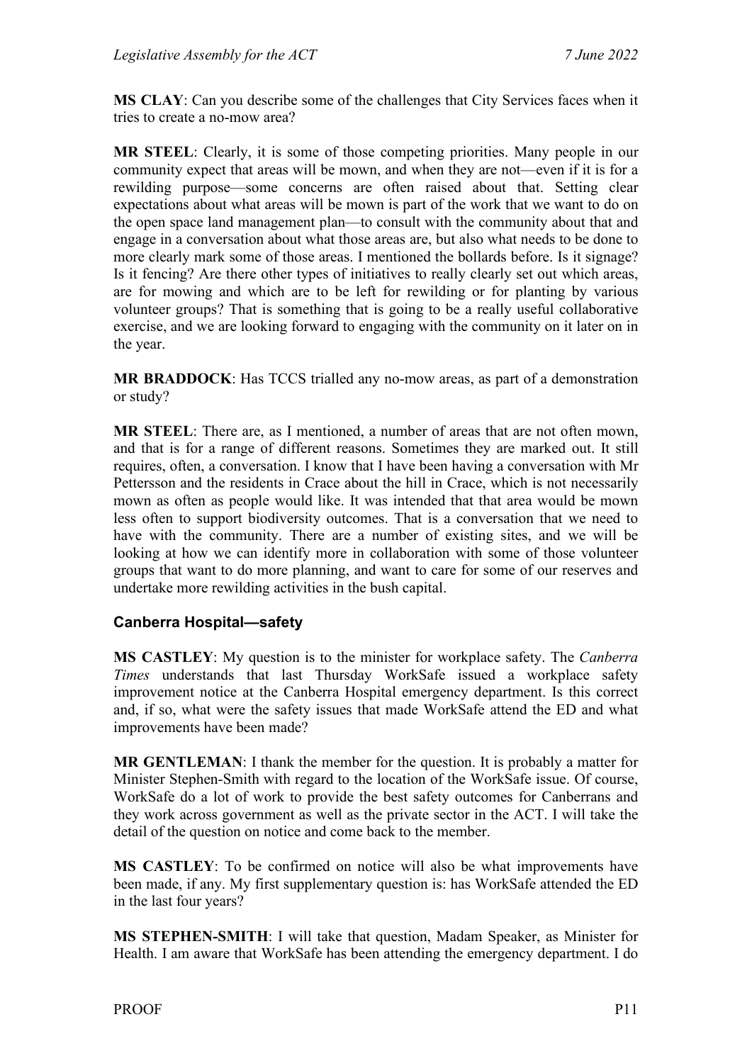**MS CLAY**: Can you describe some of the challenges that City Services faces when it tries to create a no-mow area?

**MR STEEL**: Clearly, it is some of those competing priorities. Many people in our community expect that areas will be mown, and when they are not—even if it is for a rewilding purpose—some concerns are often raised about that. Setting clear expectations about what areas will be mown is part of the work that we want to do on the open space land management plan—to consult with the community about that and engage in a conversation about what those areas are, but also what needs to be done to more clearly mark some of those areas. I mentioned the bollards before. Is it signage? Is it fencing? Are there other types of initiatives to really clearly set out which areas, are for mowing and which are to be left for rewilding or for planting by various volunteer groups? That is something that is going to be a really useful collaborative exercise, and we are looking forward to engaging with the community on it later on in the year.

**MR BRADDOCK**: Has TCCS trialled any no-mow areas, as part of a demonstration or study?

**MR STEEL**: There are, as I mentioned, a number of areas that are not often mown, and that is for a range of different reasons. Sometimes they are marked out. It still requires, often, a conversation. I know that I have been having a conversation with Mr Pettersson and the residents in Crace about the hill in Crace, which is not necessarily mown as often as people would like. It was intended that that area would be mown less often to support biodiversity outcomes. That is a conversation that we need to have with the community. There are a number of existing sites, and we will be looking at how we can identify more in collaboration with some of those volunteer groups that want to do more planning, and want to care for some of our reserves and undertake more rewilding activities in the bush capital.

### Canberra Hospital—safety

**MS CASTLEY**: My question is to the minister for workplace safety. The *Canberra Times* understands that last Thursday WorkSafe issued a workplace safety improvement notice at the Canberra Hospital emergency department. Is this correct and, if so, what were the safety issues that made WorkSafe attend the ED and what improvements have been made?

**MR GENTLEMAN**: I thank the member for the question. It is probably a matter for Minister Stephen-Smith with regard to the location of the WorkSafe issue. Of course, WorkSafe do a lot of work to provide the best safety outcomes for Canberrans and they work across government as well as the private sector in the ACT. I will take the detail of the question on notice and come back to the member.

**MS CASTLEY**: To be confirmed on notice will also be what improvements have been made, if any. My first supplementary question is: has WorkSafe attended the ED in the last four years?

**MS STEPHEN-SMITH**: I will take that question, Madam Speaker, as Minister for Health. I am aware that WorkSafe has been attending the emergency department. I do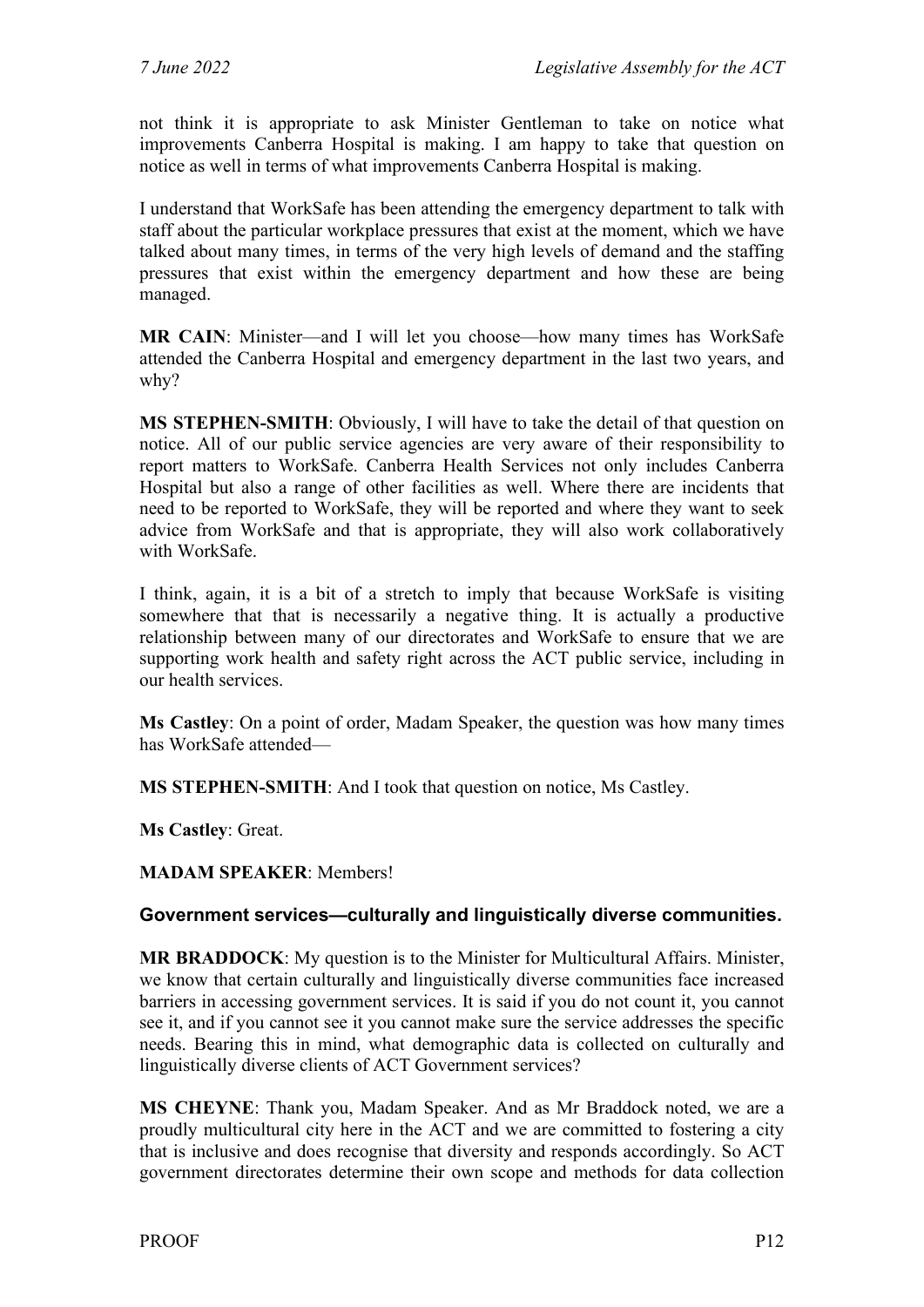not think it is appropriate to ask Minister Gentleman to take on notice what improvements Canberra Hospital is making. I am happy to take that question on notice as well in terms of what improvements Canberra Hospital is making.

I understand that WorkSafe has been attending the emergency department to talk with staff about the particular workplace pressures that exist at the moment, which we have talked about many times, in terms of the very high levels of demand and the staffing pressures that exist within the emergency department and how these are being managed.

**MR CAIN**: Minister—and I will let you choose—how many times has WorkSafe attended the Canberra Hospital and emergency department in the last two years, and why?

**MS STEPHEN-SMITH**: Obviously, I will have to take the detail of that question on notice. All of our public service agencies are very aware of their responsibility to report matters to WorkSafe. Canberra Health Services not only includes Canberra Hospital but also a range of other facilities as well. Where there are incidents that need to be reported to WorkSafe, they will be reported and where they want to seek advice from WorkSafe and that is appropriate, they will also work collaboratively with WorkSafe.

I think, again, it is a bit of a stretch to imply that because WorkSafe is visiting somewhere that that is necessarily a negative thing. It is actually a productive relationship between many of our directorates and WorkSafe to ensure that we are supporting work health and safety right across the ACT public service, including in our health services.

**Ms Castley**: On a point of order, Madam Speaker, the question was how many times has WorkSafe attended—

**MS STEPHEN-SMITH**: And I took that question on notice, Ms Castley.

**Ms Castley**: Great.

**MADAM SPEAKER**: Members!

### Government services—culturally and linguistically diverse communities.

**MR BRADDOCK**: My question is to the Minister for Multicultural Affairs. Minister, we know that certain culturally and linguistically diverse communities face increased barriers in accessing government services. It is said if you do not count it, you cannot see it, and if you cannot see it you cannot make sure the service addresses the specific needs. Bearing this in mind, what demographic data is collected on culturally and linguistically diverse clients of ACT Government services?

**MS CHEYNE**: Thank you, Madam Speaker. And as Mr Braddock noted, we are a proudly multicultural city here in the ACT and we are committed to fostering a city that is inclusive and does recognise that diversity and responds accordingly. So ACT government directorates determine their own scope and methods for data collection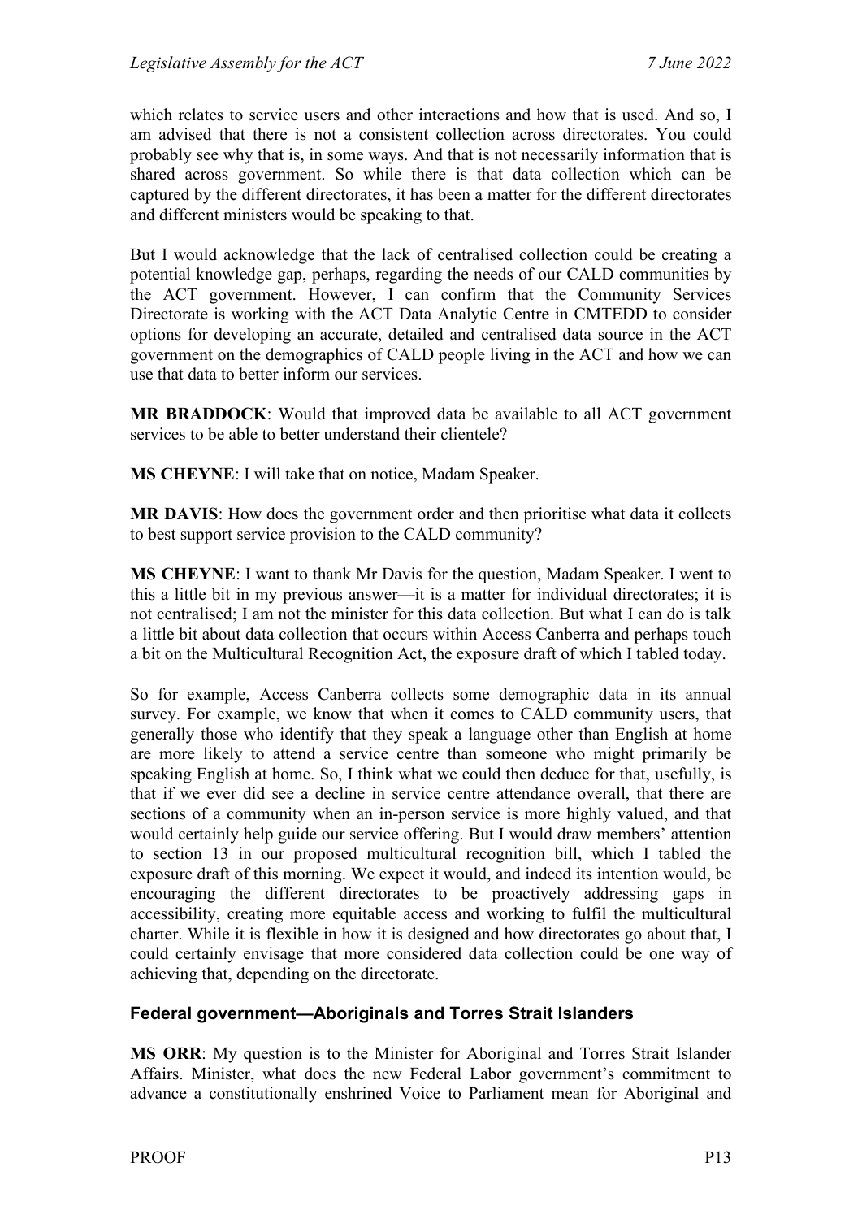which relates to service users and other interactions and how that is used. And so, I am advised that there is not a consistent collection across directorates. You could probably see why that is, in some ways. And that is not necessarily information that is shared across government. So while there is that data collection which can be captured by the different directorates, it has been a matter for the different directorates and different ministers would be speaking to that.

But I would acknowledge that the lack of centralised collection could be creating a potential knowledge gap, perhaps, regarding the needs of our CALD communities by the ACT government. However, I can confirm that the Community Services Directorate is working with the ACT Data Analytic Centre in CMTEDD to consider options for developing an accurate, detailed and centralised data source in the ACT government on the demographics of CALD people living in the ACT and how we can use that data to better inform our services.

**MR BRADDOCK**: Would that improved data be available to all ACT government services to be able to better understand their clientele?

**MS CHEYNE**: I will take that on notice, Madam Speaker.

**MR DAVIS**: How does the government order and then prioritise what data it collects to best support service provision to the CALD community?

**MS CHEYNE**: I want to thank Mr Davis for the question, Madam Speaker. I went to this a little bit in my previous answer—it is a matter for individual directorates; it is not centralised; I am not the minister for this data collection. But what I can do is talk a little bit about data collection that occurs within Access Canberra and perhaps touch a bit on the Multicultural Recognition Act, the exposure draft of which I tabled today.

So for example, Access Canberra collects some demographic data in its annual survey. For example, we know that when it comes to CALD community users, that generally those who identify that they speak a language other than English at home are more likely to attend a service centre than someone who might primarily be speaking English at home. So, I think what we could then deduce for that, usefully, is that if we ever did see a decline in service centre attendance overall, that there are sections of a community when an in-person service is more highly valued, and that would certainly help guide our service offering. But I would draw members' attention to section 13 in our proposed multicultural recognition bill, which I tabled the exposure draft of this morning. We expect it would, and indeed its intention would, be encouraging the different directorates to be proactively addressing gaps in accessibility, creating more equitable access and working to fulfil the multicultural charter. While it is flexible in how it is designed and how directorates go about that, I could certainly envisage that more considered data collection could be one way of achieving that, depending on the directorate.

## Federal government—Aboriginals and Torres Strait Islanders

**MS ORR**: My question is to the Minister for Aboriginal and Torres Strait Islander Affairs. Minister, what does the new Federal Labor government's commitment to advance a constitutionally enshrined Voice to Parliament mean for Aboriginal and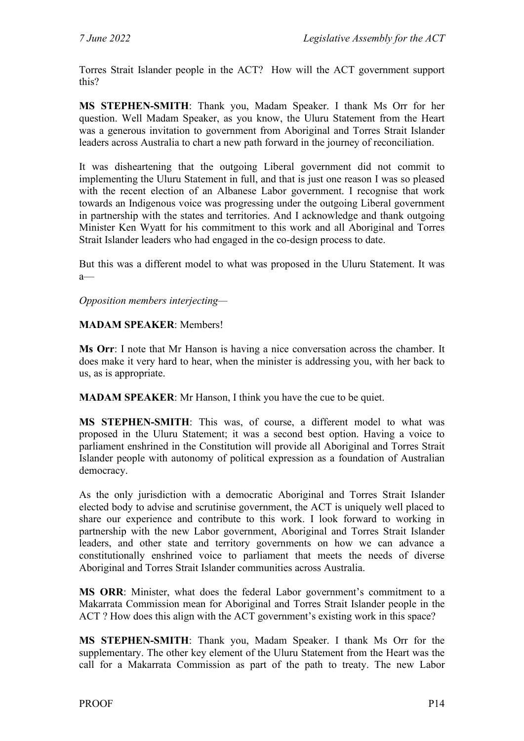Torres Strait Islander people in the ACT? How will the ACT government support this?

**MS STEPHEN-SMITH**: Thank you, Madam Speaker. I thank Ms Orr for her question. Well Madam Speaker, as you know, the Uluru Statement from the Heart was a generous invitation to government from Aboriginal and Torres Strait Islander leaders across Australia to chart a new path forward in the journey of reconciliation.

It was disheartening that the outgoing Liberal government did not commit to implementing the Uluru Statement in full, and that is just one reason I was so pleased with the recent election of an Albanese Labor government. I recognise that work towards an Indigenous voice was progressing under the outgoing Liberal government in partnership with the states and territories. And I acknowledge and thank outgoing Minister Ken Wyatt for his commitment to this work and all Aboriginal and Torres Strait Islander leaders who had engaged in the co-design process to date.

But this was a different model to what was proposed in the Uluru Statement. It was a—

*Opposition members interjecting*—

**MADAM SPEAKER**: Members!

**Ms Orr**: I note that Mr Hanson is having a nice conversation across the chamber. It does make it very hard to hear, when the minister is addressing you, with her back to us, as is appropriate.

**MADAM SPEAKER**: Mr Hanson, I think you have the cue to be quiet.

**MS STEPHEN-SMITH**: This was, of course, a different model to what was proposed in the Uluru Statement; it was a second best option. Having a voice to parliament enshrined in the Constitution will provide all Aboriginal and Torres Strait Islander people with autonomy of political expression as a foundation of Australian democracy.

As the only jurisdiction with a democratic Aboriginal and Torres Strait Islander elected body to advise and scrutinise government, the ACT is uniquely well placed to share our experience and contribute to this work. I look forward to working in partnership with the new Labor government, Aboriginal and Torres Strait Islander leaders, and other state and territory governments on how we can advance a constitutionally enshrined voice to parliament that meets the needs of diverse Aboriginal and Torres Strait Islander communities across Australia.

**MS ORR**: Minister, what does the federal Labor government's commitment to a Makarrata Commission mean for Aboriginal and Torres Strait Islander people in the ACT ? How does this align with the ACT government's existing work in this space?

**MS STEPHEN-SMITH**: Thank you, Madam Speaker. I thank Ms Orr for the supplementary. The other key element of the Uluru Statement from the Heart was the call for a Makarrata Commission as part of the path to treaty. The new Labor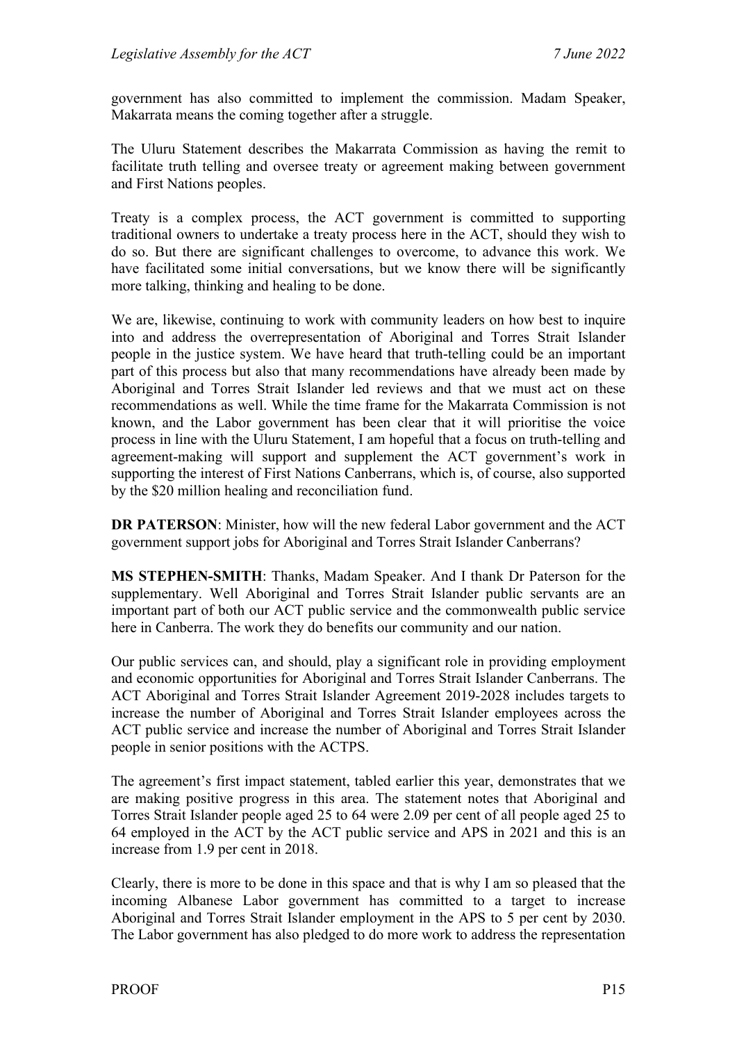government has also committed to implement the commission. Madam Speaker, Makarrata means the coming together after a struggle.

The Uluru Statement describes the Makarrata Commission as having the remit to facilitate truth telling and oversee treaty or agreement making between government and First Nations peoples.

Treaty is a complex process, the ACT government is committed to supporting traditional owners to undertake a treaty process here in the ACT, should they wish to do so. But there are significant challenges to overcome, to advance this work. We have facilitated some initial conversations, but we know there will be significantly more talking, thinking and healing to be done.

We are, likewise, continuing to work with community leaders on how best to inquire into and address the overrepresentation of Aboriginal and Torres Strait Islander people in the justice system. We have heard that truth-telling could be an important part of this process but also that many recommendations have already been made by Aboriginal and Torres Strait Islander led reviews and that we must act on these recommendations as well. While the time frame for the Makarrata Commission is not known, and the Labor government has been clear that it will prioritise the voice process in line with the Uluru Statement, I am hopeful that a focus on truth-telling and agreement-making will support and supplement the ACT government's work in supporting the interest of First Nations Canberrans, which is, of course, also supported by the $20 million healing and reconciliation fund.

**DR PATERSON**: Minister, how will the new federal Labor government and the ACT government support jobs for Aboriginal and Torres Strait Islander Canberrans?

**MS STEPHEN-SMITH**: Thanks, Madam Speaker. And I thank Dr Paterson for the supplementary. Well Aboriginal and Torres Strait Islander public servants are an important part of both our ACT public service and the commonwealth public service here in Canberra. The work they do benefits our community and our nation.

Our public services can, and should, play a significant role in providing employment and economic opportunities for Aboriginal and Torres Strait Islander Canberrans. The ACT Aboriginal and Torres Strait Islander Agreement 2019-2028 includes targets to increase the number of Aboriginal and Torres Strait Islander employees across the ACT public service and increase the number of Aboriginal and Torres Strait Islander people in senior positions with the ACTPS.

The agreement's first impact statement, tabled earlier this year, demonstrates that we are making positive progress in this area. The statement notes that Aboriginal and Torres Strait Islander people aged 25 to 64 were 2.09 per cent of all people aged 25 to 64 employed in the ACT by the ACT public service and APS in 2021 and this is an increase from 1.9 per cent in 2018.

Clearly, there is more to be done in this space and that is why I am so pleased that the incoming Albanese Labor government has committed to a target to increase Aboriginal and Torres Strait Islander employment in the APS to 5 per cent by 2030. The Labor government has also pledged to do more work to address the representation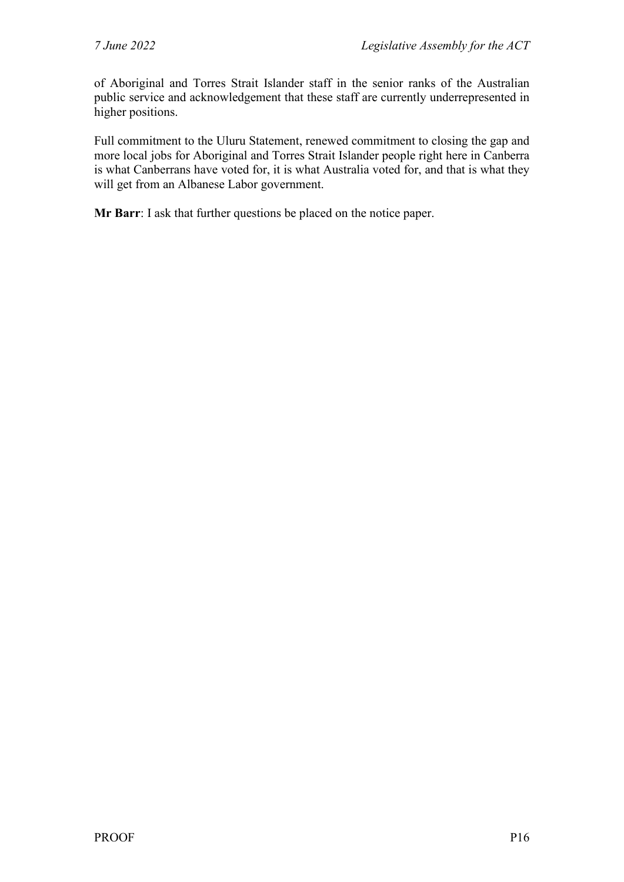of Aboriginal and Torres Strait Islander staff in the senior ranks of the Australian public service and acknowledgement that these staff are currently underrepresented in higher positions.

Full commitment to the Uluru Statement, renewed commitment to closing the gap and more local jobs for Aboriginal and Torres Strait Islander people right here in Canberra is what Canberrans have voted for, it is what Australia voted for, and that is what they will get from an Albanese Labor government.

**Mr Barr**: I ask that further questions be placed on the notice paper.